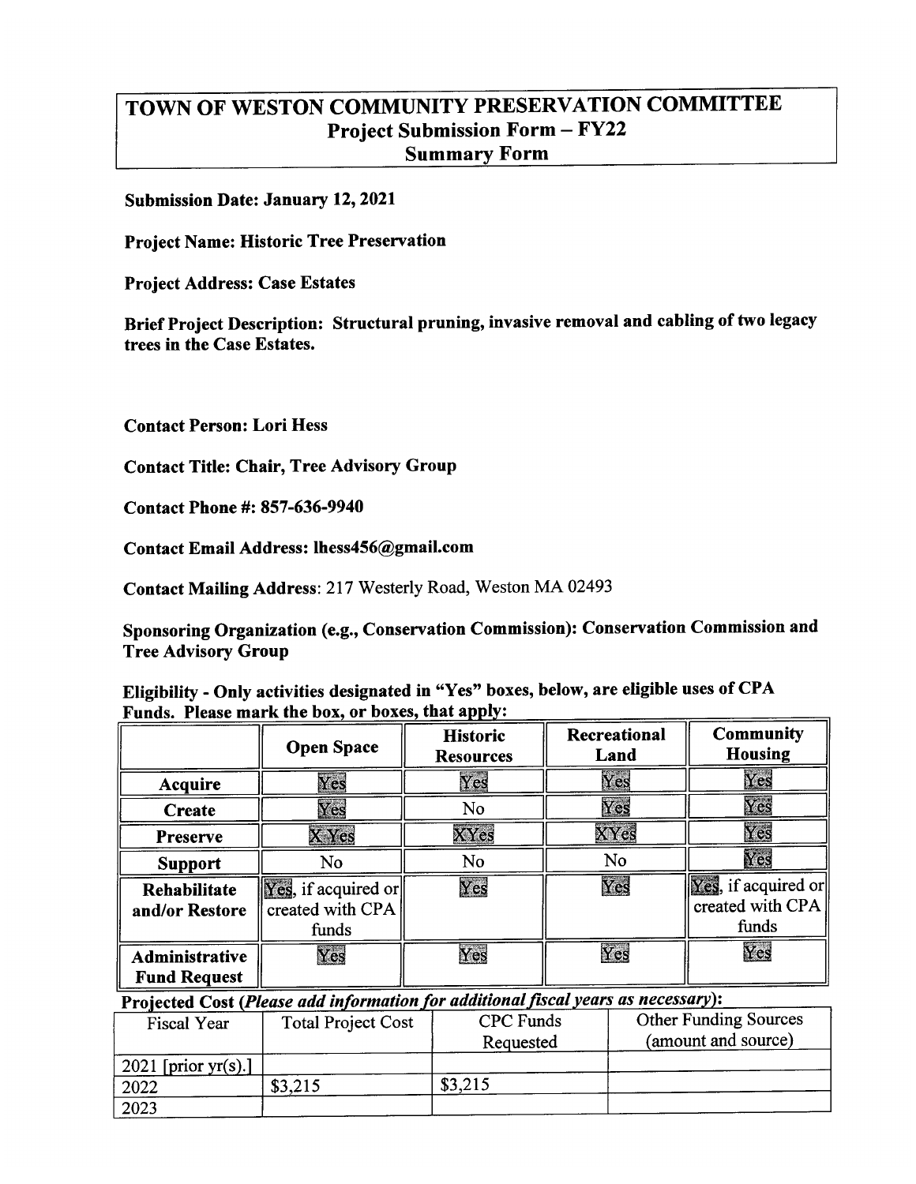# TOWN OF WESTON COMMUNITY PRESERVATION COMMITTEE
## Project Submission Form – FY22
## Summary Form

**Submission Date: January 12, 2021**

**Project Name: Historic Tree Preservation**

**Project Address: Case Estates**

**Brief Project Description: Structural pruning, invasive removal and cabling of two legacy trees in the Case Estates.**

**Contact Person: Lori Hess**

**Contact Title: Chair, Tree Advisory Group**

**Contact Phone #: 857-636-9940**

**Contact Email Address: lhess456@gmail.com**

**Contact Mailing Address**: 217 Westerly Road, Weston MA 02493

**Sponsoring Organization (e.g., Conservation Commission): Conservation Commission and Tree Advisory Group**

**Eligibility - Only activities designated in "Yes" boxes, below, are eligible uses of CPA Funds. Please mark the box, or boxes, that apply:**

| | **Open Space** | **Historic Resources** | **Recreational Land** | **Community Housing** |
|---|---|---|---|---|
| **Acquire** | Yes | Yes | Yes | Yes |
| **Create** | Yes | No | Yes | Yes |
| **Preserve** | X Yes | XYes | XYes | Yes |
| **Support** | No | No | No | Yes |
| **Rehabilitate and/or Restore** | Yes, if acquired or created with CPA funds | Yes | Yes | Yes, if acquired or created with CPA funds |
| **Administrative Fund Request** | Yes | Yes | Yes | Yes |

**Projected Cost (*Please add information for additional fiscal years as necessary*):**

| Fiscal Year | Total Project Cost | CPC Funds Requested | Other Funding Sources (amount and source) |
|---|---|---|---|
| 2021 [prior yr(s).] | | | |
| 2022 | $3,215 | $3,215 | |
| 2023 | | | |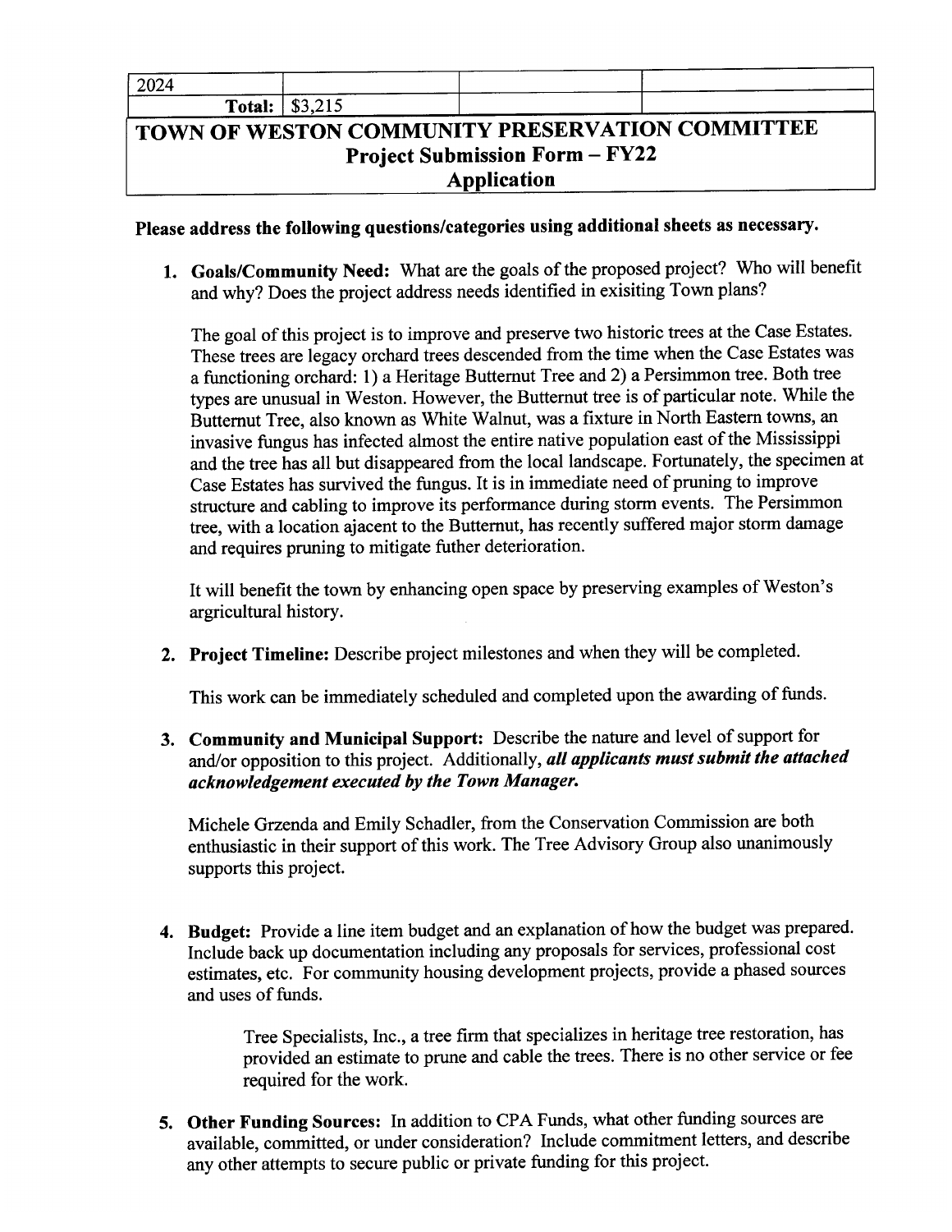| 2024 | | | |
|---|---|---|---|
| **Total:** | $3,215 | | |

# TOWN OF WESTON COMMUNITY PRESERVATION COMMITTEE
## Project Submission Form – FY22
## Application

**Please address the following questions/categories using additional sheets as necessary.**

1. **Goals/Community Need:** What are the goals of the proposed project? Who will benefit and why? Does the project address needs identified in exisiting Town plans?

   The goal of this project is to improve and preserve two historic trees at the Case Estates. These trees are legacy orchard trees descended from the time when the Case Estates was a functioning orchard: 1) a Heritage Butternut Tree and 2) a Persimmon tree. Both tree types are unusual in Weston. However, the Butternut tree is of particular note. While the Butternut Tree, also known as White Walnut, was a fixture in North Eastern towns, an invasive fungus has infected almost the entire native population east of the Mississippi and the tree has all but disappeared from the local landscape. Fortunately, the specimen at Case Estates has survived the fungus. It is in immediate need of pruning to improve structure and cabling to improve its performance during storm events. The Persimmon tree, with a location ajacent to the Butternut, has recently suffered major storm damage and requires pruning to mitigate futher deterioration.

   It will benefit the town by enhancing open space by preserving examples of Weston's argricultural history.

2. **Project Timeline:** Describe project milestones and when they will be completed.

   This work can be immediately scheduled and completed upon the awarding of funds.

3. **Community and Municipal Support:** Describe the nature and level of support for and/or opposition to this project. Additionally, ***all applicants must submit the attached acknowledgement executed by the Town Manager.***

   Michele Grzenda and Emily Schadler, from the Conservation Commission are both enthusiastic in their support of this work. The Tree Advisory Group also unanimously supports this project.

4. **Budget:** Provide a line item budget and an explanation of how the budget was prepared. Include back up documentation including any proposals for services, professional cost estimates, etc. For community housing development projects, provide a phased sources and uses of funds.

   Tree Specialists, Inc., a tree firm that specializes in heritage tree restoration, has provided an estimate to prune and cable the trees. There is no other service or fee required for the work.

5. **Other Funding Sources:** In addition to CPA Funds, what other funding sources are available, committed, or under consideration? Include commitment letters, and describe any other attempts to secure public or private funding for this project.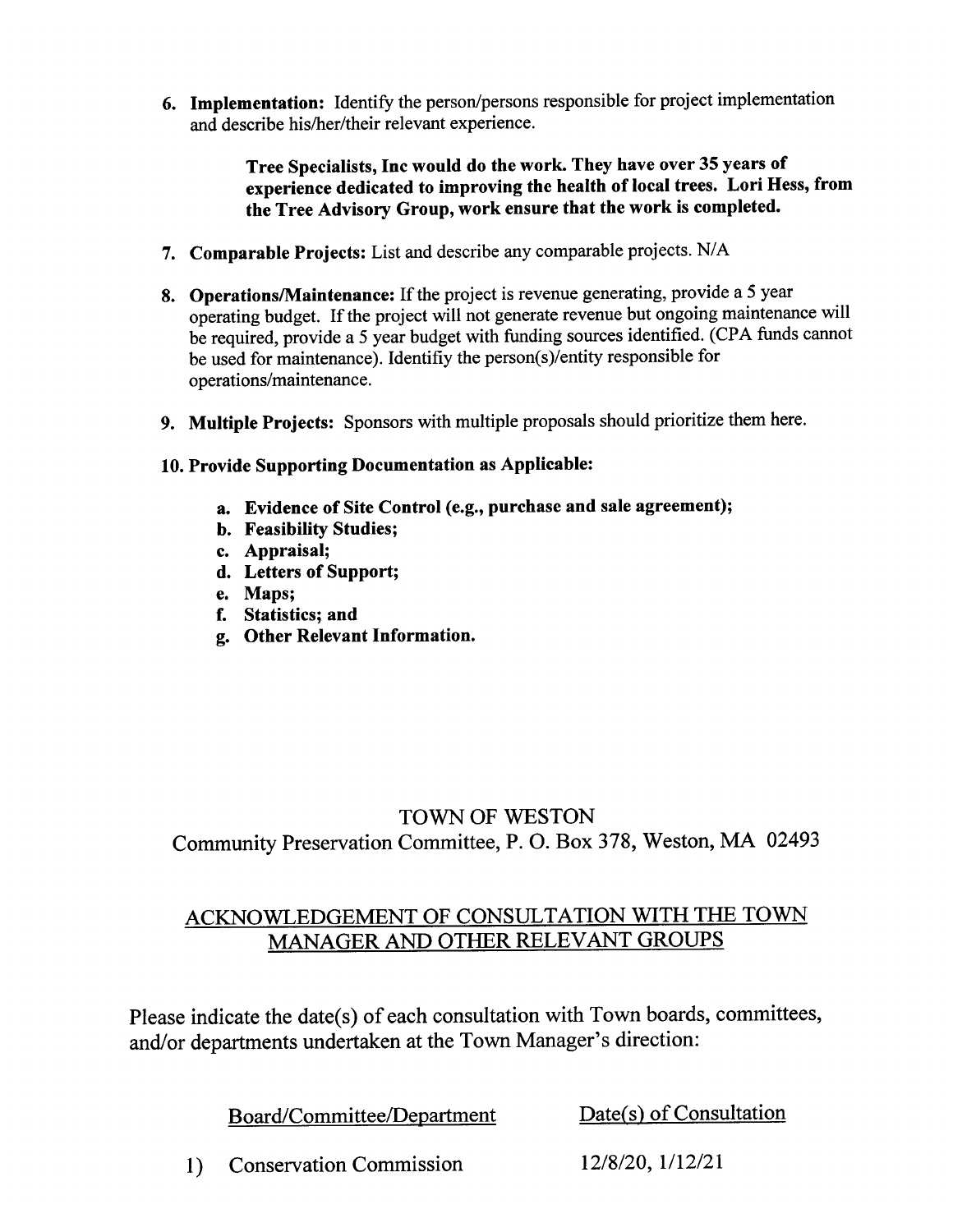6. **Implementation:** Identify the person/persons responsible for project implementation and describe his/her/their relevant experience.

    **Tree Specialists, Inc would do the work. They have over 35 years of experience dedicated to improving the health of local trees. Lori Hess, from the Tree Advisory Group, work ensure that the work is completed.**

7. **Comparable Projects:** List and describe any comparable projects. N/A

8. **Operations/Maintenance:** If the project is revenue generating, provide a 5 year operating budget. If the project will not generate revenue but ongoing maintenance will be required, provide a 5 year budget with funding sources identified. (CPA funds cannot be used for maintenance). Identifiy the person(s)/entity responsible for operations/maintenance.

9. **Multiple Projects:** Sponsors with multiple proposals should prioritize them here.

10. **Provide Supporting Documentation as Applicable:**

    a. **Evidence of Site Control (e.g., purchase and sale agreement);**
    b. **Feasibility Studies;**
    c. **Appraisal;**
    d. **Letters of Support;**
    e. **Maps;**
    f. **Statistics; and**
    g. **Other Relevant Information.**

TOWN OF WESTON

Community Preservation Committee, P. O. Box 378, Weston, MA 02493

## ACKNOWLEDGEMENT OF CONSULTATION WITH THE TOWN MANAGER AND OTHER RELEVANT GROUPS

Please indicate the date(s) of each consultation with Town boards, committees, and/or departments undertaken at the Town Manager's direction:

| | Board/Committee/Department | Date(s) of Consultation |
|---|---|---|
| 1) | Conservation Commission | 12/8/20, 1/12/21 |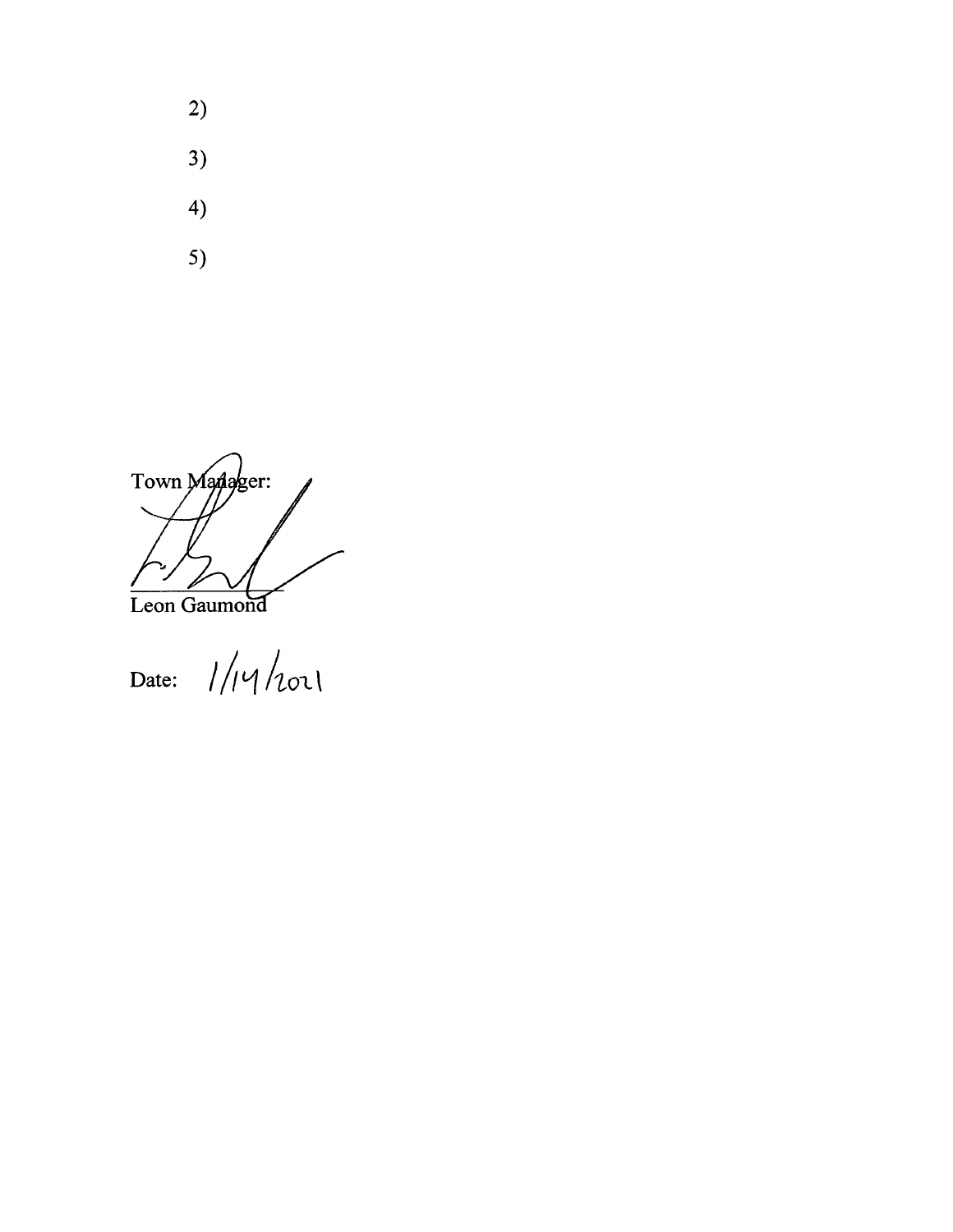2)

3)

4)

5)

Town Manager:

Leon Gaumond

Date: 1/14/2021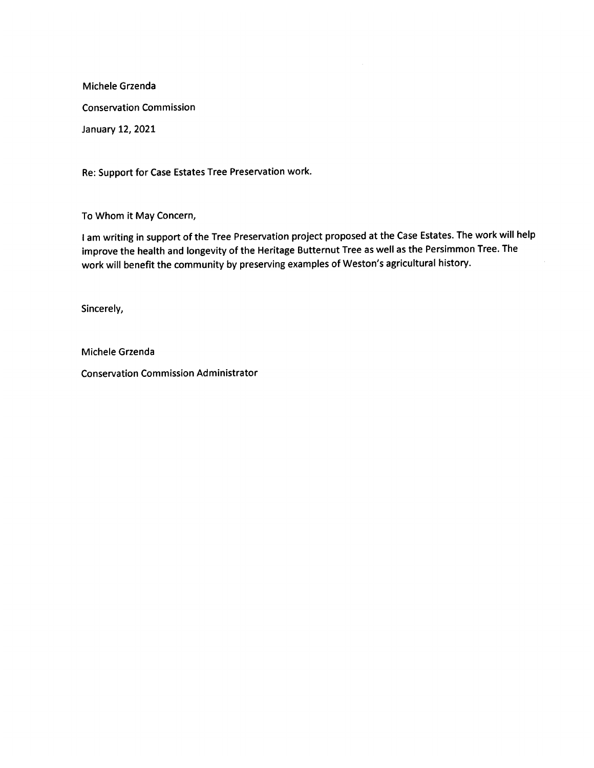Michele Grzenda

Conservation Commission

January 12, 2021

Re: Support for Case Estates Tree Preservation work.

To Whom it May Concern,

I am writing in support of the Tree Preservation project proposed at the Case Estates. The work will help improve the health and longevity of the Heritage Butternut Tree as well as the Persimmon Tree. The work will benefit the community by preserving examples of Weston's agricultural history.

Sincerely,

Michele Grzenda

Conservation Commission Administrator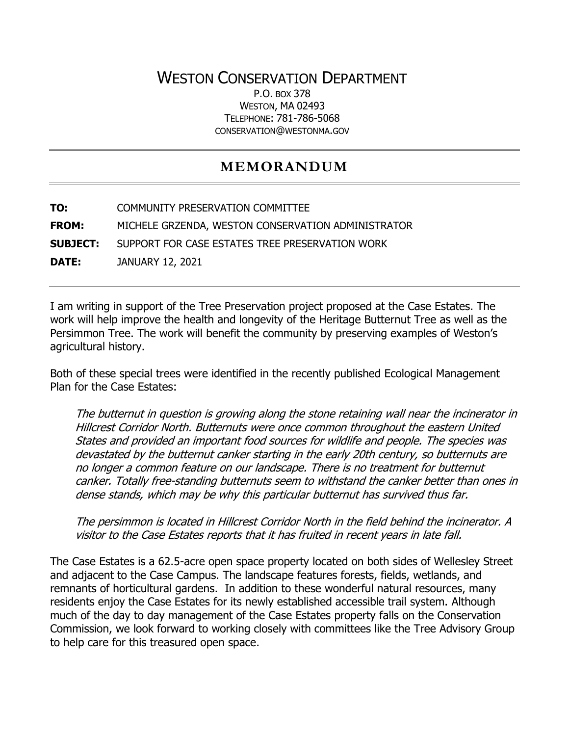# WESTON CONSERVATION DEPARTMENT

P.O. BOX 378
WESTON, MA 02493
TELEPHONE: 781-786-5068
CONSERVATION@WESTONMA.GOV

## MEMORANDUM

**TO:** COMMUNITY PRESERVATION COMMITTEE

**FROM:** MICHELE GRZENDA, WESTON CONSERVATION ADMINISTRATOR

**SUBJECT:** SUPPORT FOR CASE ESTATES TREE PRESERVATION WORK

**DATE:** JANUARY 12, 2021

I am writing in support of the Tree Preservation project proposed at the Case Estates. The work will help improve the health and longevity of the Heritage Butternut Tree as well as the Persimmon Tree. The work will benefit the community by preserving examples of Weston's agricultural history.

Both of these special trees were identified in the recently published Ecological Management Plan for the Case Estates:

> *The butternut in question is growing along the stone retaining wall near the incinerator in Hillcrest Corridor North. Butternuts were once common throughout the eastern United States and provided an important food sources for wildlife and people. The species was devastated by the butternut canker starting in the early 20th century, so butternuts are no longer a common feature on our landscape. There is no treatment for butternut canker. Totally free-standing butternuts seem to withstand the canker better than ones in dense stands, which may be why this particular butternut has survived thus far.*
>
> *The persimmon is located in Hillcrest Corridor North in the field behind the incinerator. A visitor to the Case Estates reports that it has fruited in recent years in late fall.*

The Case Estates is a 62.5-acre open space property located on both sides of Wellesley Street and adjacent to the Case Campus. The landscape features forests, fields, wetlands, and remnants of horticultural gardens. In addition to these wonderful natural resources, many residents enjoy the Case Estates for its newly established accessible trail system. Although much of the day to day management of the Case Estates property falls on the Conservation Commission, we look forward to working closely with committees like the Tree Advisory Group to help care for this treasured open space.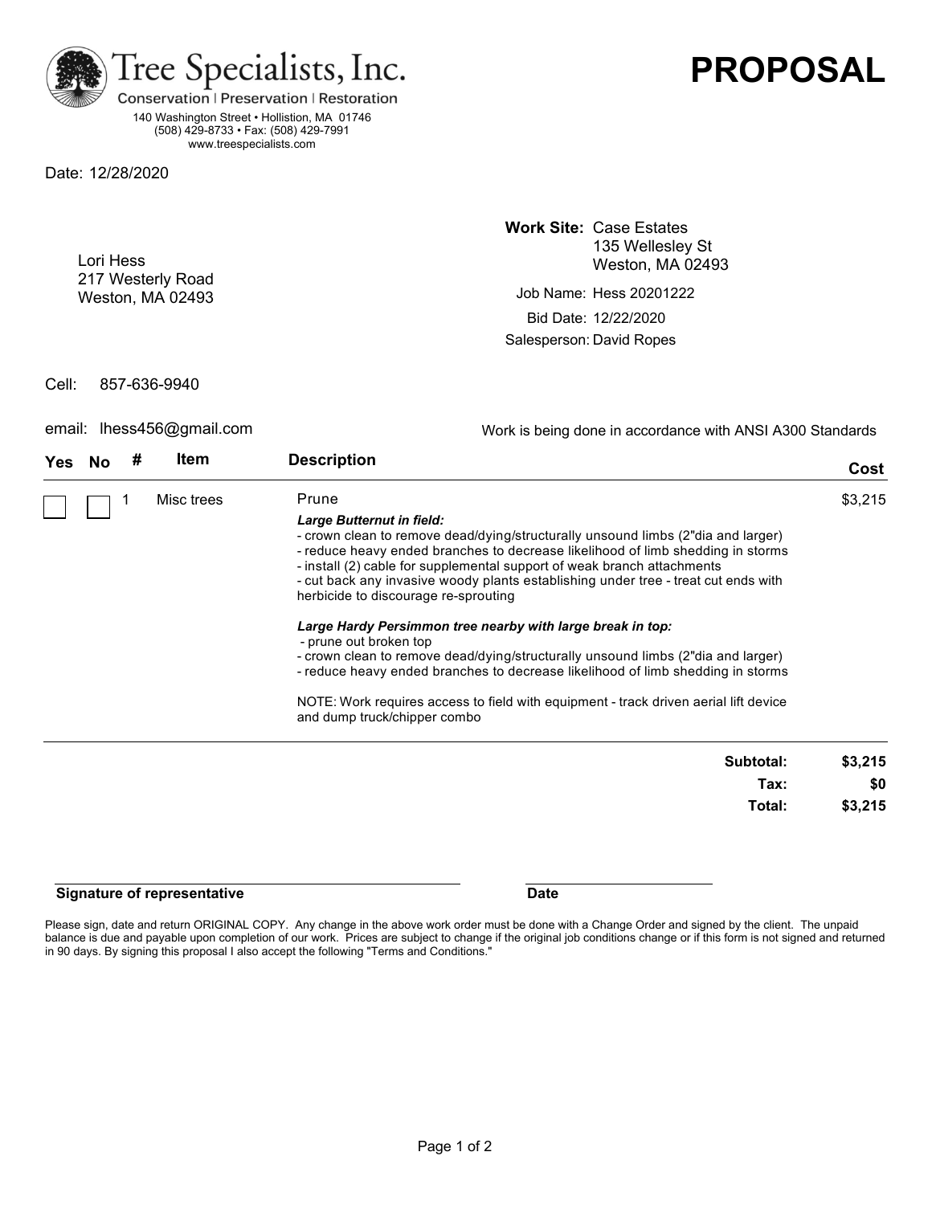# Tree Specialists, Inc.

Conservation | Preservation | Restoration

140 Washington Street • Hollistion, MA 01746
(508) 429-8733 • Fax: (508) 429-7991
www.treespecialists.com

# PROPOSAL

Date: 12/28/2020

Lori Hess
217 Westerly Road
Weston, MA 02493

**Work Site:** Case Estates
135 Wellesley St
Weston, MA 02493

Job Name: Hess 20201222

Bid Date: 12/22/2020

Salesperson: David Ropes

Cell: 857-636-9940

email: lhess456@gmail.com

Work is being done in accordance with ANSI A300 Standards

| Yes | No | # | Item | Description | Cost |
|---|---|---|---|---|---|
| ☐ | ☐ | 1 | Misc trees | Prune<br><br>***Large Butternut in field:***<br>- crown clean to remove dead/dying/structurally unsound limbs (2"dia and larger)<br>- reduce heavy ended branches to decrease likelihood of limb shedding in storms<br>- install (2) cable for supplemental support of weak branch attachments<br>- cut back any invasive woody plants establishing under tree - treat cut ends with herbicide to discourage re-sprouting<br><br>***Large Hardy Persimmon tree nearby with large break in top:***<br>- prune out broken top<br>- crown clean to remove dead/dying/structurally unsound limbs (2"dia and larger)<br>- reduce heavy ended branches to decrease likelihood of limb shedding in storms<br><br>NOTE: Work requires access to field with equipment - track driven aerial lift device and dump truck/chipper combo | $3,215 |

| | |
|---|---|
| **Subtotal:** | **$3,215** |
| **Tax:** | **$0** |
| **Total:** | **$3,215** |

**Signature of representative** ______________________ **Date** ____________

Please sign, date and return ORIGINAL COPY. Any change in the above work order must be done with a Change Order and signed by the client. The unpaid balance is due and payable upon completion of our work. Prices are subject to change if the original job conditions change or if this form is not signed and returned in 90 days. By signing this proposal I also accept the following "Terms and Conditions."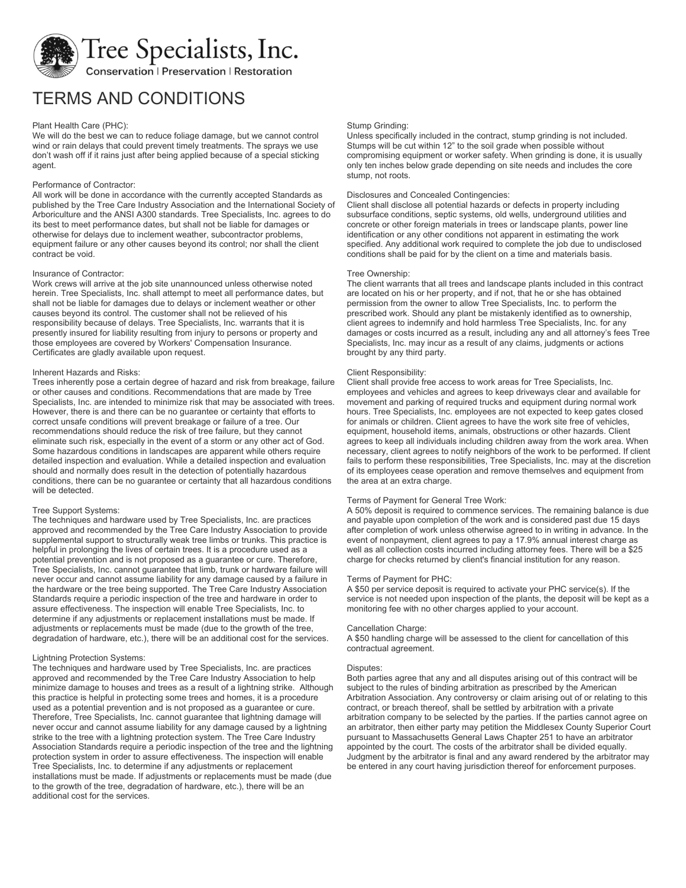# Tree Specialists, Inc.

Conservation | Preservation | Restoration

# TERMS AND CONDITIONS

### Plant Health Care (PHC):

We will do the best we can to reduce foliage damage, but we cannot control wind or rain delays that could prevent timely treatments. The sprays we use don't wash off if it rains just after being applied because of a special sticking agent.

### Performance of Contractor:

All work will be done in accordance with the currently accepted Standards as published by the Tree Care Industry Association and the International Society of Arboriculture and the ANSI A300 standards. Tree Specialists, Inc. agrees to do its best to meet performance dates, but shall not be liable for damages or otherwise for delays due to inclement weather, subcontractor problems, equipment failure or any other causes beyond its control; nor shall the client contract be void.

### Insurance of Contractor:

Work crews will arrive at the job site unannounced unless otherwise noted herein. Tree Specialists, Inc. shall attempt to meet all performance dates, but shall not be liable for damages due to delays or inclement weather or other causes beyond its control. The customer shall not be relieved of his responsibility because of delays. Tree Specialists, Inc. warrants that it is presently insured for liability resulting from injury to persons or property and those employees are covered by Workers' Compensation Insurance. Certificates are gladly available upon request.

### Inherent Hazards and Risks:

Trees inherently pose a certain degree of hazard and risk from breakage, failure or other causes and conditions. Recommendations that are made by Tree Specialists, Inc. are intended to minimize risk that may be associated with trees. However, there is and there can be no guarantee or certainty that efforts to correct unsafe conditions will prevent breakage or failure of a tree. Our recommendations should reduce the risk of tree failure, but they cannot eliminate such risk, especially in the event of a storm or any other act of God. Some hazardous conditions in landscapes are apparent while others require detailed inspection and evaluation. While a detailed inspection and evaluation should and normally does result in the detection of potentially hazardous conditions, there can be no guarantee or certainty that all hazardous conditions will be detected.

### Tree Support Systems:

The techniques and hardware used by Tree Specialists, Inc. are practices approved and recommended by the Tree Care Industry Association to provide supplemental support to structurally weak tree limbs or trunks. This practice is helpful in prolonging the lives of certain trees. It is a procedure used as a potential prevention and is not proposed as a guarantee or cure. Therefore, Tree Specialists, Inc. cannot guarantee that limb, trunk or hardware failure will never occur and cannot assume liability for any damage caused by a failure in the hardware or the tree being supported. The Tree Care Industry Association Standards require a periodic inspection of the tree and hardware in order to assure effectiveness. The inspection will enable Tree Specialists, Inc. to determine if any adjustments or replacement installations must be made. If adjustments or replacements must be made (due to the growth of the tree, degradation of hardware, etc.), there will be an additional cost for the services.

### Lightning Protection Systems:

The techniques and hardware used by Tree Specialists, Inc. are practices approved and recommended by the Tree Care Industry Association to help minimize damage to houses and trees as a result of a lightning strike. Although this practice is helpful in protecting some trees and homes, it is a procedure used as a potential prevention and is not proposed as a guarantee or cure. Therefore, Tree Specialists, Inc. cannot guarantee that lightning damage will never occur and cannot assume liability for any damage caused by a lightning strike to the tree with a lightning protection system. The Tree Care Industry Association Standards require a periodic inspection of the tree and the lightning protection system in order to assure effectiveness. The inspection will enable Tree Specialists, Inc. to determine if any adjustments or replacement installations must be made. If adjustments or replacements must be made (due to the growth of the tree, degradation of hardware, etc.), there will be an additional cost for the services.

### Stump Grinding:

Unless specifically included in the contract, stump grinding is not included. Stumps will be cut within 12" to the soil grade when possible without compromising equipment or worker safety. When grinding is done, it is usually only ten inches below grade depending on site needs and includes the core stump, not roots.

### Disclosures and Concealed Contingencies:

Client shall disclose all potential hazards or defects in property including subsurface conditions, septic systems, old wells, underground utilities and concrete or other foreign materials in trees or landscape plants, power line identification or any other conditions not apparent in estimating the work specified. Any additional work required to complete the job due to undisclosed conditions shall be paid for by the client on a time and materials basis.

### Tree Ownership:

The client warrants that all trees and landscape plants included in this contract are located on his or her property, and if not, that he or she has obtained permission from the owner to allow Tree Specialists, Inc. to perform the prescribed work. Should any plant be mistakenly identified as to ownership, client agrees to indemnify and hold harmless Tree Specialists, Inc. for any damages or costs incurred as a result, including any and all attorney's fees Tree Specialists, Inc. may incur as a result of any claims, judgments or actions brought by any third party.

### Client Responsibility:

Client shall provide free access to work areas for Tree Specialists, Inc. employees and vehicles and agrees to keep driveways clear and available for movement and parking of required trucks and equipment during normal work hours. Tree Specialists, Inc. employees are not expected to keep gates closed for animals or children. Client agrees to have the work site free of vehicles, equipment, household items, animals, obstructions or other hazards. Client agrees to keep all individuals including children away from the work area. When necessary, client agrees to notify neighbors of the work to be performed. If client fails to perform these responsibilities, Tree Specialists, Inc. may at the discretion of its employees cease operation and remove themselves and equipment from the area at an extra charge.

### Terms of Payment for General Tree Work:

A 50% deposit is required to commence services. The remaining balance is due and payable upon completion of the work and is considered past due 15 days after completion of work unless otherwise agreed to in writing in advance. In the event of nonpayment, client agrees to pay a 17.9% annual interest charge as well as all collection costs incurred including attorney fees. There will be a $25 charge for checks returned by client's financial institution for any reason.

### Terms of Payment for PHC:

A $50 per service deposit is required to activate your PHC service(s). If the service is not needed upon inspection of the plants, the deposit will be kept as a monitoring fee with no other charges applied to your account.

### Cancellation Charge:

A $50 handling charge will be assessed to the client for cancellation of this contractual agreement.

### Disputes:

Both parties agree that any and all disputes arising out of this contract will be subject to the rules of binding arbitration as prescribed by the American Arbitration Association. Any controversy or claim arising out of or relating to this contract, or breach thereof, shall be settled by arbitration with a private arbitration company to be selected by the parties. If the parties cannot agree on an arbitrator, then either party may petition the Middlesex County Superior Court pursuant to Massachusetts General Laws Chapter 251 to have an arbitrator appointed by the court. The costs of the arbitrator shall be divided equally. Judgment by the arbitrator is final and any award rendered by the arbitrator may be entered in any court having jurisdiction thereof for enforcement purposes.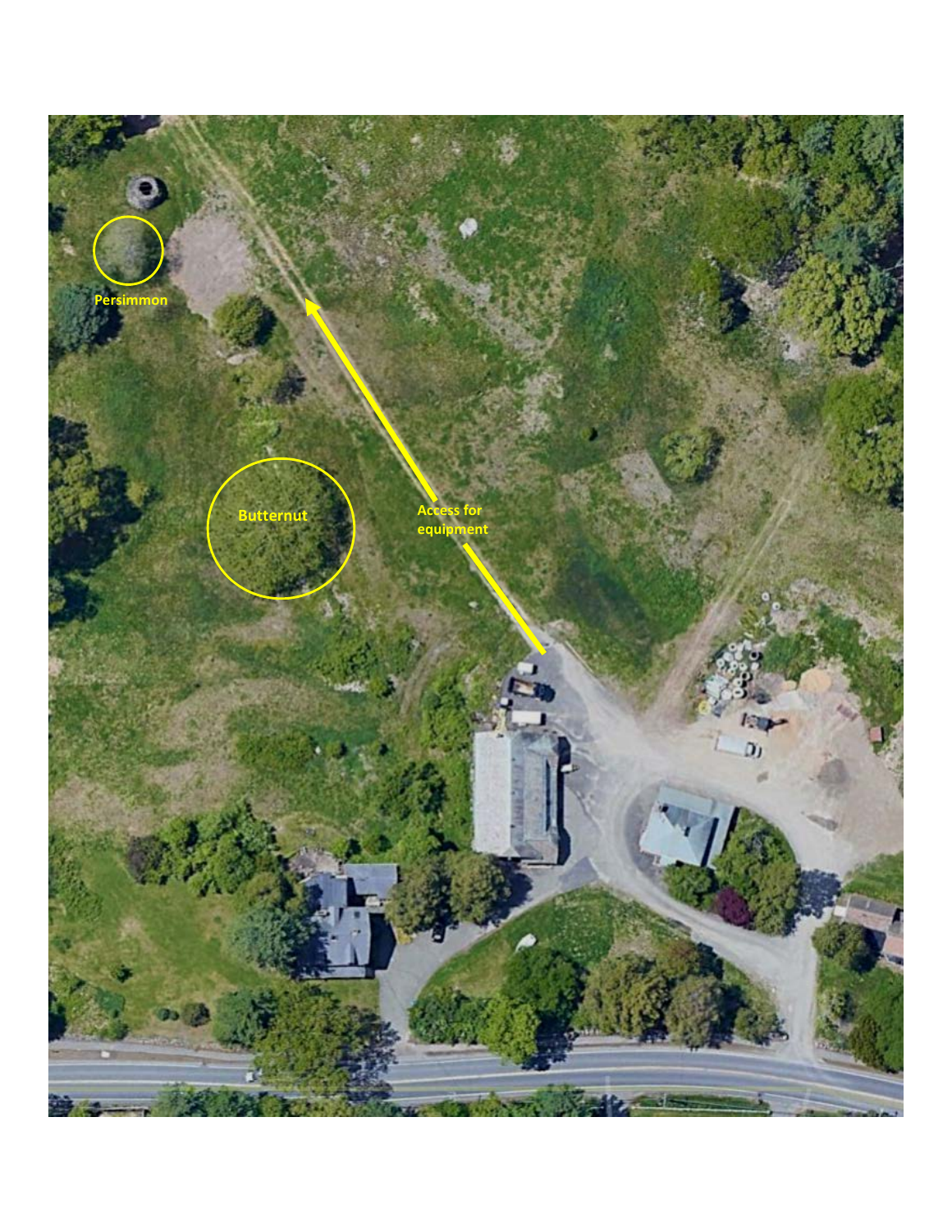Persimmon

Butternut

Access for equipment